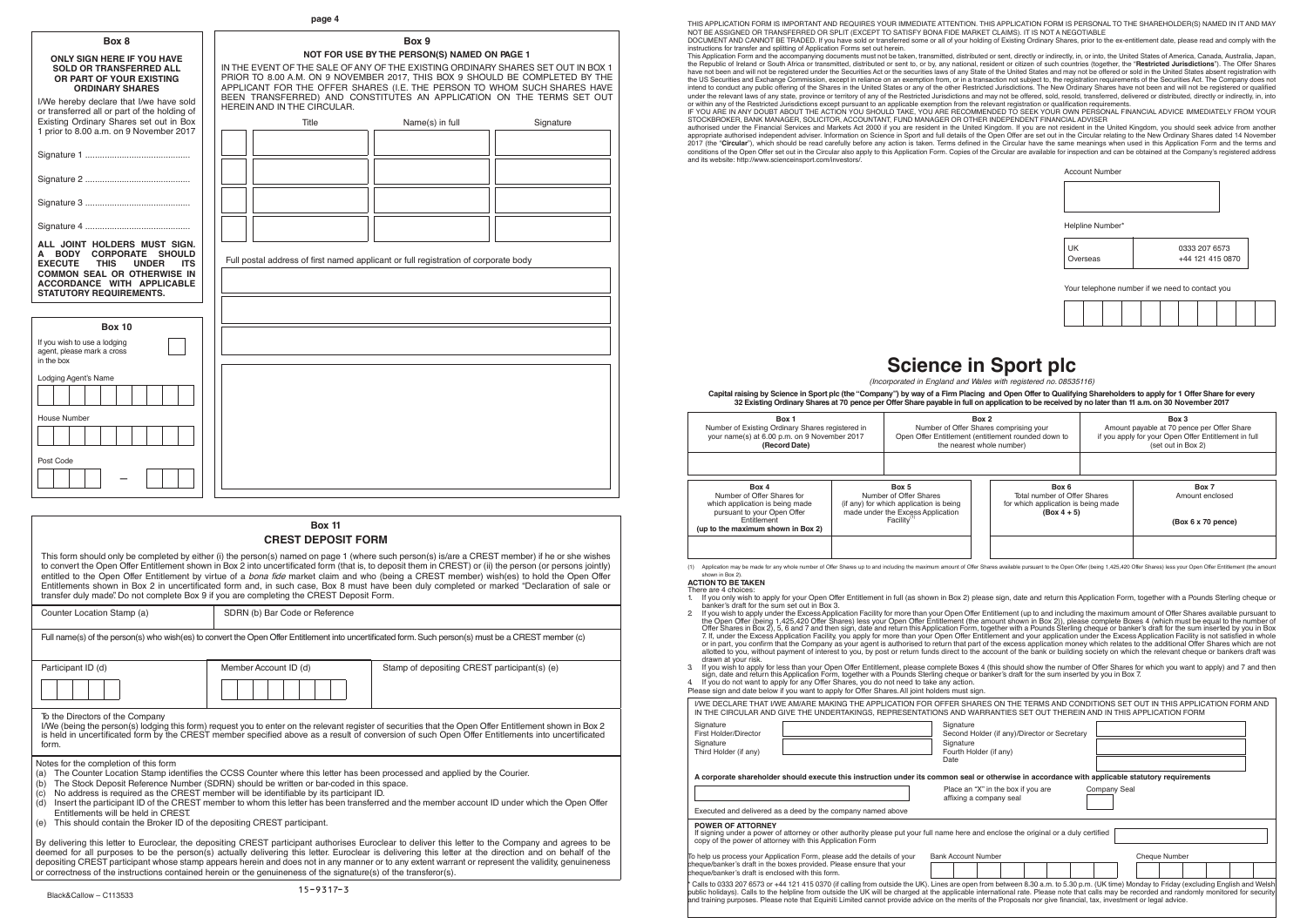## Box 8

**ONLY SIGN HERE IF YOU HAVE SOLD OR TRANSFERRED ALL OR PART OF YOUR EXISTING ORDINARY SHARES**

I/We hereby declare that I/we have sold or transferred all or part of the holding of Existing Ordinary Shares set out in Box 1 prior to 8.00 a.m. on 9 November 2017

Signature 1 ..........................................

Signature 2 ..........................................

Signature 3 ..........................................

Signature 4 ..........................................

**ALL JOINT HOLDERS MUST SIGN. A BODY CORPORATE SHOULD EXECUTE THIS UNDER ITS COMMON SEAL OR OTHERWISE IN ACCORDANCE WITH APPLICABLE STATUTORY REQUIREMENTS.**

## Box 9

**NOT FOR USE BY THE PERSON(S) NAMED ON PAGE 1**

IN THE EVENT OF THE SALE OF ANY OF THE EXISTING ORDINARY SHARES SET OUT IN BOX 1 PRIOR TO 8.00 A.M. ON 9 NOVEMBER 2017, THIS BOX 9 SHOULD BE COMPLETED BY THE APPLICANT FOR THE OFFER SHARES (I.E. THE PERSON TO WHOM SUCH SHARES HAVE BEEN TRANSFERRED) AND CONSTITUTES AN APPLICATION ON THE TERMS SET OUT HEREIN AND IN THE CIRCULAR.

| Title | Name(s) in full | Signature |
|---|---|---|
| | | |
| | | |
| | | |
| | | |

Full postal address of first named applicant or full registration of corporate body

## Box 10

If you wish to use a lodging agent, please mark a cross in the box

Lodging Agent's Name

House Number

Post Code

## Box 11

## CREST DEPOSIT FORM

This form should only be completed by either (i) the person(s) named on page 1 (where such person(s) is/are a CREST member) if he or she wishes to convert the Open Offer Entitlement shown in Box 2 into uncertificated form (that is, to deposit them in CREST) or (ii) the person (or persons jointly) entitled to the Open Offer Entitlement by virtue of a *bona fide* market claim and who (being a CREST member) wish(es) to hold the Open Offer Entitlements shown in Box 2 in uncertificated form and, in such case, Box 8 must have been duly completed or marked "Declaration of sale or transfer duly made". Do not complete Box 9 if you are completing the CREST Deposit Form.

| Counter Location Stamp (a) | SDRN (b) Bar Code or Reference | |
|---|---|---|
| Full name(s) of the person(s) who wish(es) to convert the Open Offer Entitlement into uncertificated form. Such person(s) must be a CREST member (c) | | |
| Participant ID (d) | Member Account ID (d) | Stamp of depositing CREST participant(s) (e) |

To the Directors of the Company

I/We (being the person(s) lodging this form) request you to enter on the relevant register of securities that the Open Offer Entitlement shown in Box 2 is held in uncertificated form by the CREST member specified above as a result of conversion of such Open Offer Entitlements into uncertificated form.

Notes for the completion of this form

(a) The Counter Location Stamp identifies the CCSS Counter where this letter has been processed and applied by the Courier.
(b) The Stock Deposit Reference Number (SDRN) should be written or bar-coded in this space.
(c) No address is required as the CREST member will be identifiable by its participant ID.
(d) Insert the participant ID of the CREST member to whom this letter has been transferred and the member account ID under which the Open Offer Entitlements will be held in CREST.
(e) This should contain the Broker ID of the depositing CREST participant.

By delivering this letter to Euroclear, the depositing CREST participant authorises Euroclear to deliver this letter to the Company and agrees to be deemed for all purposes to be the person(s) actually delivering this letter. Euroclear is delivering this letter at the direction and on behalf of the depositing CREST participant whose stamp appears herein and does not in any manner or to any extent warrant or represent the validity, genuineness or correctness of the instructions contained herein or the genuineness of the signature(s) of the transferor(s).

Black&Callow – C113533

15-9317-3

THIS APPLICATION FORM IS IMPORTANT AND REQUIRES YOUR IMMEDIATE ATTENTION. THIS APPLICATION FORM IS PERSONAL TO THE SHAREHOLDER(S) NAMED IN IT AND MAY NOT BE ASSIGNED OR TRANSFERRED OR SPLIT (EXCEPT TO SATISFY BONA FIDE MARKET CLAIMS). IT IS NOT A NEGOTIABLE DOCUMENT AND CANNOT BE TRADED. If you have sold or transferred some or all of your holding of Existing Ordinary Shares, prior to the ex-entitlement date, please read and comply with the instructions for transfer and splitting of Application Forms set out herein.

This Application Form and the accompanying documents must not be taken, transmitted, distributed or sent, directly or indirectly, in, or into, the United States of America, Canada, Australia, Japan, the Republic of Ireland or South Africa or transmitted, distributed or sent to, or by, any national, resident or citizen of such countries (together, the "**Restricted Jurisdictions**"). The Offer Shares have not been and will not be registered under the Securities Act or the securities laws of any State of the United States and may not be offered or sold in the United States absent registration with the US Securities and Exchange Commission, except in reliance on an exemption from, or in a transaction not subject to, the registration requirements of the Securities Act. The Company does not intend to conduct any public offering of the Shares in the United States or any of the other Restricted Jurisdictions. The New Ordinary Shares have not been and will not be registered or qualified under the relevant laws of any state, province or territory of any of the Restricted Jurisdictions and may not be offered, sold, resold, transferred, delivered or distributed, directly or indirectly, in, into or within any of the Restricted Jurisdictions except pursuant to an applicable exemption from the relevant registration or qualification requirements.

IF YOU ARE IN ANY DOUBT ABOUT THE ACTION YOU SHOULD TAKE, YOU ARE RECOMMENDED TO SEEK YOUR OWN PERSONAL FINANCIAL ADVICE IMMEDIATELY FROM YOUR STOCKBROKER, BANK MANAGER, SOLICITOR, ACCOUNTANT, FUND MANAGER OR OTHER INDEPENDENT FINANCIAL ADVISER authorised under the Financial Services and Markets Act 2000 if you are resident in the United Kingdom. If you are not resident in the United Kingdom, you should seek advice from another appropriate authorised independent adviser. Information on Science in Sport and full details of the Open Offer are set out in the Circular relating to the New Ordinary Shares dated 14 November 2017 (the "**Circular**"), which should be read carefully before any action is taken. Terms defined in the Circular have the same meanings when used in this Application Form. The terms and conditions of the Open Offer set out in the Circular also apply to this Application Form. Copies of the Circular are available for inspection and can be obtained at the Company's registered address and its website: http://www.scienceinsport.com/investors/.

Account Number

Helpline Number*

| UK | 0333 207 6573 |
|---|---|
| Overseas | +44 121 415 0870 |

Your telephone number if we need to contact you

# Science in Sport plc

*(Incorporated in England and Wales with registered no. 08535116)*

**Capital raising by Science in Sport plc (the "Company") by way of a Firm Placing and Open Offer to Qualifying Shareholders to apply for 1 Offer Share for every 32 Existing Ordinary Shares at 70 pence per Offer Share payable in full on application to be received by no later than 11 a.m. on 30 November 2017**

| Box 1<br>Number of Existing Ordinary Shares registered in your name(s) at 6.00 p.m. on 9 November 2017 **(Record Date)** | Box 2<br>Number of Offer Shares comprising your Open Offer Entitlement (entitlement rounded down to the nearest whole number) | Box 3<br>Amount payable at 70 pence per Offer Share if you apply for your Open Offer Entitlement in full (set out in Box 2) |
|---|---|---|
| | | |

| Box 4<br>Number of Offer Shares for which application is being made pursuant to your Open Offer Entitlement **(up to the maximum shown in Box 2)** | Box 5<br>Number of Offer Shares (if any) for which application is being made under the Excess Application Facility[1] | Box 6<br>Total number of Offer Shares for which application is being made **(Box 4 + 5)** | Box 7<br>Amount enclosed<br>**(Box 6 x 70 pence)** |
|---|---|---|---|
| | | | |

(1) Application may be made for any whole number of Offer Shares up to and including the maximum amount of Offer Shares available pursuant to the Open Offer (being 1,425,420 Offer Shares) less your Open Offer Entitlement (the amount shown in Box 2).

**ACTION TO BE TAKEN**

There are 4 choices:

1. If you only wish to apply for your Open Offer Entitlement in full (as shown in Box 2) please sign, date and return this Application Form, together with a Pounds Sterling cheque or banker's draft for the sum set out in Box 3.
2. If you wish to apply under the Excess Application Facility for more than your Open Offer Entitlement (up to and including the maximum amount of Offer Shares available pursuant to the Open Offer (being 1,425,420 Offer Shares) less your Open Offer Entitlement (the amount shown in Box 2)), please complete Boxes 4 (which must be equal to the number of Offer Shares in Box 2), 5, 6 and 7 and then sign, date and return this Application Form, together with a Pounds Sterling cheque or banker's draft for the sum inserted by you in Box 7. If, under the Excess Application Facility, you apply for more than your Open Offer Entitlement and your application under the Excess Application Facility is not satisfied in whole or in part, you confirm that the Company as your agent is authorised to return that part of the excess application money which relates to the additional Offer Shares which are not allotted to you, without payment of interest to you, by post or return funds direct to the account of the bank or building society on which the relevant cheque or bankers draft was drawn at your risk.
3. If you wish to apply for less than your Open Offer Entitlement, please complete Boxes 4 (this should show the number of Offer Shares for which you want to apply) and 7 and then sign, date and return this Application Form, together with a Pounds Sterling cheque or banker's draft for the sum inserted by you in Box 7.
4. If you do not want to apply for any Offer Shares, you do not need to take any action.

Please sign and date below if you want to apply for Offer Shares. All joint holders must sign.

I/WE DECLARE THAT I/WE AM/ARE MAKING THE APPLICATION FOR OFFER SHARES ON THE TERMS AND CONDITIONS SET OUT IN THIS APPLICATION FORM AND IN THE CIRCULAR AND GIVE THE UNDERTAKINGS, REPRESENTATIONS AND WARRANTIES SET OUT THEREIN AND IN THIS APPLICATION FORM

| | | | |
|---|---|---|---|
| Signature<br>First Holder/Director | | Signature<br>Second Holder (if any)/Director or Secretary | |
| Signature<br>Third Holder (if any) | | Signature<br>Fourth Holder (if any) | |
| | | Date | |

**A corporate shareholder should execute this instruction under its common seal or otherwise in accordance with applicable statutory requirements**

Place an "X" in the box if you are affixing a company seal

Company Seal

Executed and delivered as a deed by the company named above

**POWER OF ATTORNEY**

If signing under a power of attorney or other authority please put your full name here and enclose the original or a duly certified copy of the power of attorney with this Application Form

To help us process your Application Form, please add the details of your cheque/banker's draft in the boxes provided. Please ensure that your cheque/banker's draft is enclosed with this form.

Bank Account Number

Cheque Number

\* Calls to 0333 207 6573 or +44 121 415 0370 (if calling from outside the UK). Lines are open from between 8.30 a.m. to 5.30 p.m. (UK time) Monday to Friday (excluding English and Welsh public holidays). Calls to the helpline from outside the UK will be charged at the applicable international rate. Please note that calls may be recorded and randomly monitored for security and training purposes. Please note that Equiniti Limited cannot provide advice on the merits of the Proposals nor give financial, tax, investment or legal advice.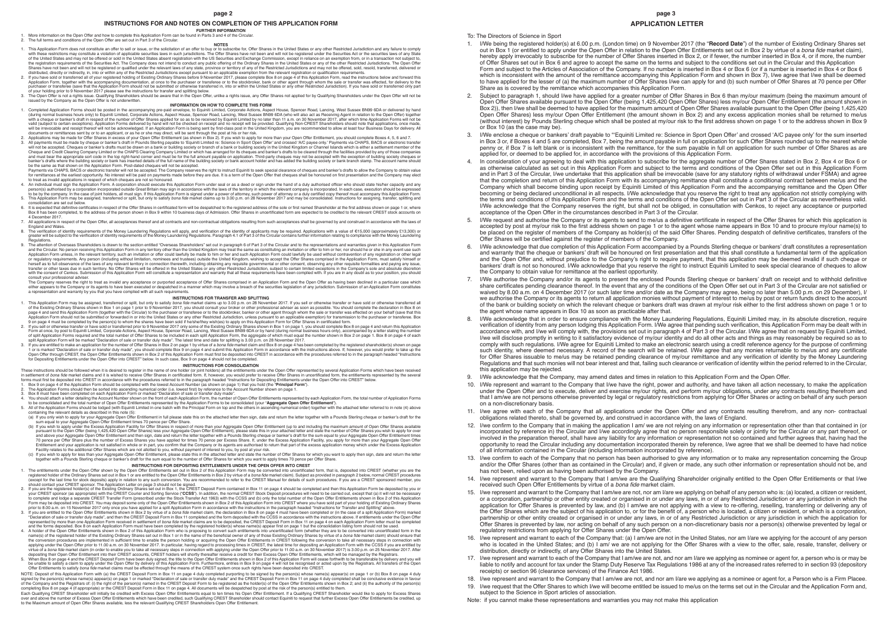# INSTRUCTIONS FOR AND NOTES ON COMPLETION OF THIS APPLICATION FORM

## FURTHER INFORMATION

1. More information on the Open Offer and how to complete this Application Form can be found in Parts 3 and 4 of the Circular.
2. The full terms and conditions of the Open Offer are set out in Part 3 of the Circular.

## NOTES

1. This Application Form does not constitute an offer to sell or issue, or the solicitation of an offer to buy or to subscribe for, Offer Shares in the United States or any other Restricted Jurisdiction and any failure to comply with these restrictions may constitute a violation of applicable securities laws in such jurisdictions. The Offer Shares have not been and will not be registered under the Securities Act or the securities laws of any State of the United States and may not be offered or sold in the United States absent registration with the US Securities and Exchange Commission, except in reliance on an exemption from, or in a transaction not subject to, the registration requirements of the Securities Act. The Company does not intend to conduct any public offering of the Ordinary Shares in the United States or any of the other Restricted Jurisdictions. The Open Offer Shares have not been and will not be registered or qualified under the relevant laws of any state, province or territory of any of the Restricted Jurisdictions and may not be offered, sold, resold, transferred, delivered or distributed, directly or indirectly, in, into or within any of the Restricted Jurisdictions except pursuant to an applicable exemption from the relevant registration or qualification requirements.
2. If you have sold or transferred all of your registered holding of Existing Ordinary Shares before 9 November 2017, please complete Box 8 on page 4 of this Application Form, read the instructions below and forward this Application Form, together with the accompanying documentation, at once to the purchaser or transferee or to the stockbroker, bank or other agent through whom the sale or transfer was effected, for delivery to the purchaser or transferee (save that the Application Form should not be submitted or otherwise transferred in, into or within the United States or any other Restricted Jurisdiction). If you have sold or transferred only part of your holding prior to 9 November 2017 please see the instructions for transfer and splitting below.
3. The Open Offer is not a rights issue. Qualifying Shareholders should be aware that in the Open Offer, unlike a rights issue, any Offer Shares not applied for by Qualifying Shareholders under the Open Offer will not be issued by the Company as the Open Offer is not underwritten.

## INFORMATION ON HOW TO COMPLETE THIS FORM

1. Completed Application Forms should be posted in the accompanying pre-paid envelope, to Equiniti Limited, Corporate Actions, Aspect House, Spencer Road, Lancing, West Sussex BN99 6DA or delivered by hand (during normal business hours only) to Equiniti Limited, Corporate Actions, Aspect House, Spencer Road, Lancing, West Sussex BN99 6DA (who will also act as Receiving Agent in relation to the Open Offer) together with a cheque or banker's draft in respect of the number of Offer Shares applied for so as to be received by Equiniti Limited by no later than 11 a.m. on 30 November 2017, after which time Application Forms will not be valid (subject to certain exceptions). Application Forms delivered by hand will not be checked on receipt and no receipt will be provided. Qualifying Non-CREST Shareholders should note that applications, once made, will be irrevocable and receipt thereof will not be acknowledged. If an Application Form is being sent by first-class post in the United Kingdom, you are recommended to allow at least four Business Days for delivery. All documents or remittances sent by or to an applicant, or as he or she may direct, will be sent through the post at his or her risk.
2. Applications may be made for Offer Shares in excess of your Open Offer Entitlement (as shown in Box 2). If you wish to apply for more than your Open Offer Entitlement, you should complete Boxes 4, 5, 6 and 7.
3. All payments must be made by cheque or banker's draft in Pounds Sterling payable to 'Equiniti Limited re: Science in Sport Open Offer' and crossed 'A/C payee only.' Payments via CHAPS, BACS or electronic transfer will not be accepted. Cheques or banker's drafts must be drawn on a bank or building society or branch of a bank or building society in the United Kingdom or Channel Islands which is either a settlement member of the Cheque and Credit Clearing Company Limited or the CHAPS Clearing Company Limited or which has arranged for its cheques and banker's drafts to be cleared through the facilities provided by any of those companies and must bear the appropriate sort code in the top right-hand corner and must be for the full amount payable on application. Third-party cheques may not be accepted with the exception of building society cheques or banker's drafts where the building society or bank has inserted details of the full name of the building society or bank account holder and has added the building society or bank branch stamp. The account name should be the same as that shown on the Application Form. Post-dated cheques will not be accepted.
   Payments via CHAPS, BACS or electronic transfer will not be accepted. The Company reserves the right to instruct Equiniti to seek special clearance of cheques and banker's drafts to allow the Company to obtain value for remittances at the earliest opportunity. No interest will be paid on payments made before they are due. It is a term of the Open Offer that cheques shall be honoured on first presentation and the Company may elect to treat as invalid applications in respect of which cheques are not so honoured.
4. An individual must sign the Application Form. A corporation should execute this Application Form under seal or as a deed or sign under the hand of a duly authorised officer who should state his/her capacity and any person(s) authorised by a corporation incorporated outside Great Britain may sign in accordance with the laws of the territory in which the relevant company is incorporated. In each case, execution should be expressed to be by the company. In the case of joint holders, all must sign. If this Application Form is signed under a power of attorney, such power of attorney or a duly certified copy thereof must accompany this Application Form.
5. This Application Form may be assigned, transferred or split, but only to satisfy *bona fide* market claims up to 3.00 p.m. on 28 November 2017 and may be consolidated. Instructions for assigning, transfer, splitting and consolidation are set out below.
6. It is expected that definitive certificates in respect of the Offer Shares in certificated form will be despatched to the registered address of the sole or first named Shareholder at the first address shown on page 1 or, where Box 8 has been completed, to the address of the person shown in Box 8 within 10 business days of Admission. Offer Shares in uncertificated form are expected to be credited to the relevant CREST stock accounts on 4 December 2017.
7. All applications in respect of the Open Offer, all acceptances thereof and all contracts and non-contractual obligations resulting from such acceptances shall be governed by and construed in accordance with the laws of England and Wales.
8. The verification of identity requirements of the Money Laundering Regulations will apply, and verification of the identity of applicants may be required. Applications with a value of €15,000 (approximately £13,300) or greater will be subject to the verification of identity requirements of the Money Laundering Regulations. Paragraph 4.1 of Part 3 of the Circular contains further information relating to compliance with the Money Laundering Regulations.
9. The attention of Overseas Shareholders is drawn to the section entitled "Overseas Shareholders" set out in paragraph 6 of Part 3 of the Circular and to the representations and warranties given in this Application Form and the Circular. No person receiving this Application Form in any territory other than the United Kingdom may treat the same as constituting an invitation or offer to him or her, nor should he or she in any event use such Application Form unless, in the relevant territory, such an invitation or offer could lawfully be made to him or her and such Application Form could lawfully be used without contravention of any registration or other legal or regulatory requirements. Any person (including without limitation, nominees and trustees) outside the United Kingdom, wishing to accept the Offer Shares comprised in the Application Form, must satisfy himself or herself as to full observance of the laws of any relevant territory in connection therewith, including obtaining any requisite governmental or other consent, observing any other requisite formalities and paying any issue, transfer or other taxes due in such territory. No Offer Shares will be offered in the United States or any other Restricted Jurisdiction, subject to certain limited exceptions in the Company's sole and absolute discretion with the consent of Cenkos. Submission of this Application Form will constitute a representation and warranty that all these requirements have been complied with. If you are in any doubt as to your position, you should consult your professional adviser.
   The Company reserves the right to treat as invalid any acceptance or purported acceptance of Offer Shares comprised in an Application Form and the Open Offer as having been declined in a particular case which either appears to the Company or its agents to have been executed or despatched in a manner which may involve a breach of the securities legislation of any jurisdiction. Submission of an Application Form constitutes a representation and warranty by you that you have complied with all such requirements.

## INSTRUCTIONS FOR TRANSFER AND SPLITTING

1. This Application Form may be assigned, transferred or split, but only to satisfy *bona fide* market claims up to 3.00 pm on 28 November 2017. If you sell or otherwise transfer or have sold or otherwise transferred all of the Existing Ordinary Shares shown in Box 1 on page 1 prior to 9 November 2017, you should pass this Application Form to the purchaser or transferee or to the stockbroker or other professional adviser as soon as possible. You should complete the declaration in Box 8 on page 4 and send this Application Form (together with the Circular) to the purchaser or transferee or to the stockbroker, banker or other agent through whom the sale or transfer was effected (save that this Application Form should not be submitted or forwarded in or into the United States or any other Restricted Jurisdiction, unless pursuant to an applicable exemption) for transmission to the purchaser or transferee. Box 9 on page 4 must be completed by the person(s) to whom the shares have been sold if he/she/they wish(es) to apply on this Application Form for Offer Shares in certificated form.
2. If you sell or otherwise transfer or have sold or transferred prior to 9 November 2017 only some of the Existing Ordinary Shares shown in Box 1 on page 1, you should complete Box 8 on page 4 and return this Application Form at once, by post to Equiniti Limited, Corporate Actions, Aspect House, Spencer Road, Lancing, West Sussex BN99 6DA or by hand (during normal business hours only) accompanied by a letter stating the number of split Application Forms required and the total number of Offer Shares to be included in each split Application Form, the aggregate of which must equal the number shown in Box 2 on page 1. Box 8 on page 4 of each split Application Form will be marked "Declaration of sale or transfer duly made". The latest time and date for splitting is 3.00 p.m. on 28 November 2017.
3. If you are entitled to make an application for the number of Offer Shares in Box 2 on page 1 by virtue of a *bona fide* market claim and Box 8 on page 4 has been completed by the registered shareholder(s) shown on page 1 or is marked "Declaration of sale or transfer duly made", you should complete Box 9 on page 4 and submit this Application Form in accordance with the instructions above. If, however, you would prefer to take up the Open Offer through CREST, the Open Offer Entitlements shown in Box 2 of this Application Form must first be deposited into CREST in accordance with the procedures referred to in the paragraph headed "Instructions for Depositing Entitlements under the Open Offer into CREST" below. In such case, Box 9 on page 4 should not be completed.

## INSTRUCTIONS FOR CONSOLIDATION

These instructions should be followed when it is desired to register in the name of one holder (or joint holders) all the entitlements under the Open Offer represented by several Application Forms which have been received in settlement of *bona fide* market claims and it is wished to receive Offer Shares in certificated form. If, however, you would prefer to receive Offer Shares in uncertificated form, the entitlements represented by the several forms must first be deposited into CREST in accordance with the procedures referred to in the paragraph headed "Instructions for Depositing Entitlements under the Open Offer into CREST" below.

1. Box 9 on page 4 of the Application Form should be completed with the lowest Account Number (as shown on page 1) that you hold (the "**Principal Form**").
2. The Application Forms should then be sorted into ascending numerical order (i.e. lowest first) by reference to the Account Number shown on page 1.
3. Box 8 must have been completed on each Application Form or marked "Declaration of sale or transfer duly made".
4. You should attach a letter detailing the Account Number shown on the front of each Application Form, the number of Open Offer Entitlements represented by each Application Form, the total number of Application Forms to be consolidated and the total number of Open Offer Entitlements represented by the Application Forms to be consolidated (your "**Aggregate Open Offer Entitlement**").
5. All of the Application Forms should be lodged (with Equiniti Limited in one batch with the Principal Form on top and the others in ascending numerical order) together with the attached letter referred to in note (4) above containing the relevant details as described in this note (5):
   (a) If you only wish to apply for your Aggregate Open Offer Entitlement in full please state this on the attached letter then sign, date and return the letter together with a Pounds Sterling cheque or banker's draft for the sum equal to your Aggregate Open Offer Entitlement times 70 pence per Offer Share.
   (b) If you wish to apply under the Excess Application Facility for Offer Shares in respect of more than your Aggregate Open Offer Entitlement (up to and including the maximum amount of Open Offer Shares available pursuant to the Open Offer (being 1,425,420 Open Offer Shares) less your Aggregate Open Offer Entitlement), please state this in the attached letter and state the number of Offer Shares you wish to apply for over and above your Aggregate Open Offer Entitlement and then sign, date and return the letter together with a Pounds Sterling cheque or banker's draft for the sum equal to your Aggregate Open Offer Entitlement times 70 pence per Offer Share plus the number of Excess Shares you have applied for times 70 pence per Excess Share. If, under the Excess Application Facility, you apply for more than your Aggregate Open Offer Entitlement and your application is not satisfied in whole or in part, you confirm that the Company or its agents are authorised to return that part of the excess application money which under the Excess Application Facility relates to the additional Offer Shares which are not allotted to you, without payment of interest to you, by post at your risk.
   (c) If you wish to apply for less than your Aggregate Open Offer Entitlement, please state this in the attached letter and state the number of Offer Shares for which you want to apply then sign, date and return the letter together with a Pounds Sterling cheque or banker's draft for the sum equal to the number of Offer Shares for which you want to apply times 70 pence per Offer Share.

## INSTRUCTIONS FOR DEPOSITING ENTITLEMENTS UNDER THE OPEN OFFER INTO CREST

1. The entitlements under the Open Offer shown by the Open Offer Entitlements set out in Box 2 of this Application Form may be converted into uncertificated form, that is, deposited into CREST (whether you are the registered holder of the Ordinary Shares set out in Box 1 or are entitled to the Open Offer Entitlements in Box 2 by virtue of a *bona fide* market claim). Subject as provided in paragraph 2 below, normal CREST procedures (except for the last time for stock deposits) apply in relation to any such conversion. You are recommended to refer to the CREST Manual for details of such procedures. If you are a CREST sponsored member, you should contact your CREST sponsor. The Application Letter on page 3 should not be signed.
2. If you are the registered holder(s) of the Existing Ordinary Shares set out in Box 1, the CREST Deposit Form contained in Box 11 on page 4 should be completed and then this Application Form be deposited by you or your CREST sponsor (as appropriate) with the CREST Courier and Sorting Service ("**CCSS**"). In addition, the normal CREST Stock Deposit procedures will need to be carried out, except that (a) it will not be necessary to complete and lodge a separate CREST Transfer Form (prescribed under the Stock Transfer Act 1963) with the CCSS and (b) only the total number of the Open Offer Entitlements shown in Box 2 of this Application Form may be deposited into CREST. You may deposit some only of the Open Offer Entitlements shown in Box 2 of this Application Form into CREST where you have sold part of your holding of Existing Ordinary Shares prior to 8.00 a.m. on 15 November 2017 only once you have applied for a split Application Form in accordance with the instructions in the paragraph headed "Instructions for Transfer and Splitting" above.
3. If you are entitled to the Open Offer Entitlements shown in Box 2 by virtue of a *bona fide* market claim, the declaration in Box 8 on page 4 must have been completed or (in the case of a split Application Form) marked "Declaration of sale or transfer duly made", and then the CREST Deposit Form in Box 11 completed and the form deposited with the CCSS in accordance with the instructions above. If entitlements under the Open Offer represented by more than one Application Form received in settlement of *bona fide* market claims are to be deposited, the CREST Deposit Form in Box 11 on page 4 on each Application Form letter must be completed and the forms deposited. Box 8 on each Application Form must have been completed by the registered holder(s) whose name(s) appear first on page 1 but the consolidation listing form should not be used.
4. A holder of the Open Offer Entitlements shown in Box 2 of this Application Form who is proposing to convert such entitlements into uncertificated form (whether they are to be converted into uncertificated form in the name(s) of the registered holder of the Existing Ordinary Shares set out in Box 1 or in the name of the beneficial owner of any of those Existing Ordinary Shares or by virtue of a *bona fide* market claim) should ensure that the conversion procedures are implemented in sufficient time to enable the person holding or acquiring the Open Offer Entitlements in CREST following the conversion to take all necessary steps in connection with applying under the Open Offer prior to 11.00 a.m. on 30 November 2017. In particular, having regard to processing times in CREST, the latest time for depositing an Application Form with the CCSS if you are entitled by virtue of a *bona fide* market claim (in order to enable you to take all necessary steps in connection with applying under the Open Offer prior to 11.00 a.m. on 30 November 2017) is 3.00 p.m. on 25 November 2017. After depositing their Open Offer Entitlement into their CREST accounts, CREST holders will shortly thereafter receive a credit for their Excess Open Offer Entitlements, which will be managed by the Registrars.
5. When Box 8 on page 4 and the CREST Deposit Form have been duly signed, the title to the Open Offer Entitlements shown in Box 2 of this Application Form will cease forthwith to be transferable by delivery and you will be unable to satisfy a claim to apply under the Open Offer by delivery of this Application Form. Furthermore, entries in Box 9 on page 4 will not be recognised or acted upon by the Registrars. All transfers of the Open Offer Entitlements to satisfy *bona fide* market claims must be effected through the means of the CREST system once such rights have been deposited into CREST.

NOTE: Deposit of this Application Form with (a) the CREST Deposit Form in Box 11 on page 4 duly completed purporting to be signed by the person(s) whose name(s) appear(s) on page 1 or (b) Box 8 on page 4 duly signed by the person(s) whose name(s) appear(s) on page 1 or marked "Declaration of sale or transfer duly made" and the CREST Deposit Form in Box 11 on page 4 duly completed shall be conclusive evidence in favour of the Company and the Registrars of: (i) the right of the person(s) named in the CREST Deposit Form to be registered as the holder(s) of the Open Offer Entitlements shown in Box 2; and (ii) the authority of the person(s) completing Box 8 on page 4 (if appropriate) or the CREST Deposit Form in Box 11 on page 4. All documents will be dispatched by post at the risk of the person(s) entitled to them.

Each Qualifying CREST Shareholder will initially be credited with Excess Open Offer Entitlements equal to ten times his Open Offer Entitlement. If a Qualifying CREST Shareholder would like to apply for Excess Shares over and above the number of Excess Open Offer Entitlements which have been credited, such Qualifying CREST Shareholder should contact Equiniti to request that further Excess Open Offer Entitlements be credited, up to the Maximum amount of Open Offer Shares available, less the relevant Qualifying CREST Shareholders Open Offer Entitlement.

# APPLICATION LETTER

To: The Directors of Science in Sport

1. I/We being the registered holder(s) at 6.00 p.m. (London time) on 9 November 2017 (the "**Record Date**") of the number of Existing Ordinary Shares set out in Box 1 (or entitled to apply under the Open Offer in relation to the Open Offer Entitlements set out in Box 2 by virtue of a *bona fide* market claim), hereby apply irrevocably to subscribe for the number of Offer Shares inserted in Box 2, or if fewer, the number inserted in Box 4, or if more, the number of Offer Shares set out in Box 6 and agree to accept the same on the terms and subject to the conditions set out in the Circular and this Application Form and subject to the Articles of Association of the Company. If no number is inserted in Box 4 or Box 6 (or if a number is inserted in Box 4 or Box 6 which is inconsistent with the amount of the remittance accompanying this Application Form and shown in Box 7), I/we agree that I/we shall be deemed to have applied for the lesser of (a) the maximum number of Offer Shares I/we can apply for and (b) such number of Offer Shares at 70 pence per Offer Share as is covered by the remittance which accompanies this Application Form.
2. Subject to paragraph 1, should I/we have applied for a greater number of Offer Shares in Box 6 than my/our maximum (being the maximum amount of Open Offer Shares available pursuant to the Open Offer (being 1,425,420 Open Offer Shares) less my/our Open Offer Entitlement (the amount shown in Box 2)), then I/we shall be deemed to have applied for the maximum amount of Open Offer Shares available pursuant to the Open Offer (being 1,425,420 Open Offer Shares) less my/our Open Offer Entitlement (the amount shown in Box 2) and any excess application monies shall be returned to me/us (without interest) by Pounds Sterling cheque which shall be posted at my/our risk to the first address shown on page 1 or to the address shown in Box 9 or Box 10 (as the case may be).
3. I/We enclose a cheque or bankers' draft payable to "'Equiniti Limited re: Science in Sport Open Offer' and crossed 'A/C payee only' for the sum inserted in Box 3 or, if Boxes 4 and 5 are completed, Box 7, being the amount payable in full on application for such Offer Shares rounded up to the nearest whole penny or, if Box 7 is left blank or is inconsistent with the remittance, for the sum payable in full on application for such number of Offer Shares as are applied for, or deemed to be applied for, in accordance with the provisions of this Application Form.
4. In consideration of your agreeing to deal with this application to subscribe for the aggregate number of Offer Shares stated in Box 2, Box 4 or Box 6 or as otherwise calculated as set out in this Application Form and subject to the terms and conditions of the Open Offer set out in this Application Form and in Part 3 of the Circular, I/we undertake that this application shall be irrevocable (save for any statutory rights of withdrawal under FSMA) and agree that the completion and return of this Application Form with its accompanying remittance shall constitute a conditional contract between me/us and the Company which shall become binding upon receipt by Equiniti Limited of this Application Form and the accompanying remittance and the Open Offer becoming or being declared unconditional in all respects. I/We acknowledge that you reserve the right to treat any application not strictly complying with the terms and conditions of this Application Form and the terms and conditions of the Open Offer set out in Part 3 of the Circular as nevertheless valid. I/We acknowledge that the Company reserves the right, but shall not be obliged, in consultation with Cenkos, to reject any acceptance or purported acceptance of the Open Offer in the circumstances described in Part 3 of the Circular.
5. I/We request and authorise the Company or its agents to send to me/us a definitive certificate in respect of the Offer Shares for which this application is accepted by post at my/our risk to the first address shown on page 1 or to the agent whose name appears in Box 10 and to procure my/our name(s) to be placed on the register of members of the Company as holder(s) of the said Offer Shares. Pending despatch of definitive certificates, transfers of the Offer Shares will be certified against the register of members of the Company.
6. I/We acknowledge that due completion of this Application Form accompanied by a Pounds Sterling cheque or bankers' draft constitutes a representation and warranty that the cheque or bankers' draft will be honoured on first presentation and that this shall constitute a fundamental term of the application and the Open Offer and, without prejudice to the Company's right to require payment, that this application may be deemed invalid if such cheque or bankers' draft is not so honoured. I/We acknowledge that you reserve the right to instruct Equiniti Limited to seek special clearance of cheques to allow the Company to obtain value for remittance at the earliest opportunity.
7. I/We authorise the Company and/or its agents to present the enclosed Pounds Sterling cheque or bankers' draft on receipt and to withhold definitive share certificates pending clearance thereof. In the event that any of the conditions of the Open Offer set out in Part 3 of the Circular are not satisfied or waived by 8.00 a.m. on 4 December 2017 (or such later time and/or date as the Company may agree, being no later than 5.00 p.m. on 29 December), I/we authorise the Company or its agents to return all application monies without payment of interest to me/us by post or return funds direct to the account of the bank or building society on which the relevant cheque or bankers draft was drawn at my/our risk either to the first address shown on page 1 or to the agent whose name appears in Box 10 as soon as practicable after that.
8. I/We acknowledge that in order to ensure compliance with the Money Laundering Regulations, Equiniti Limited may, in its absolute discretion, require verification of identity from any person lodging this Application Form. I/We agree that pending such verification, this Application Form may be dealt with in accordance with, and I/we will comply with, the provisions set out in paragraph 4 of Part 3 of the Circular. I/We agree that on request by Equiniti Limited, I/we will disclose promptly in writing to it satisfactory evidence of my/our identity and do all other acts and things as may reasonably be required so as to comply with such regulations. I/We agree for Equiniti Limited to make an electronic search using a credit reference agency for the purpose of confirming such identity, where deemed necessary. A record of the search will be retained. I/We agree that any monies returnable to me/us and any certificate for Offer Shares issuable to me/us may be retained pending clearance of my/our remittance and any verification of identity by the Money Laundering Regulations and that such monies will not bear interest and that, failing such clearance or verification of identity within the period referred to in the Circular, this application may be rejected.
9. I/We acknowledge that the Company, may amend dates and times in relation to this Application Form and the Open Offer.
10. I/We represent and warrant to the Company that I/we have the right, power and authority, and have taken all action necessary, to make the application under the Open Offer and to execute, deliver and exercise my/our rights, and perform my/our obligations, under any contracts resulting therefrom and that I am/we are not persons otherwise prevented by legal or regulatory restrictions from applying for Offer Shares or acting on behalf of any such person on a non-discretionary basis.
11. I/we agree with each of the Company that all applications under the Open Offer and any contracts resulting therefrom, and any non- contractual obligations related thereto, shall be governed by, and construed in accordance with, the laws of England.
12. I/we confirm to the Company that in making the application I am/ we are not relying on any information or representation other than that contained in (or incorporated by reference in) the Circular and I/we accordingly agree that no person responsible solely or jointly for the Circular or any part thereof, or involved in the preparation thereof, shall have any liability for any information or representation not so contained and further agrees that, having had the opportunity to read the Circular including any documentation incorporated therein by reference, I/we agree that we shall be deemed to have had notice of all information contained in the Circular (including information incorporated by reference).
13. I/we confirm to each of the Company that no person has been authorised to give any information or to make any representation concerning the Group and/or the Offer Shares (other than as contained in the Circular) and, if given or made, any such other information or representation should not be, and has not been, relied upon as having been authorised by the Company.
14. I/we represent and warrant to the Company that I am/we are the Qualifying Shareholder originally entitled to the Open Offer Entitlements or that I/we received such Open Offer Entitlements by virtue of a *bona fide* market claim.
15. I/we represent and warrant to the Company that I am/we are not, nor am I/are we applying on behalf of any person who is: (a) located, a citizen or resident, or a corporation, partnership or other entity created or organised in or under any laws, in or of any Restricted Jurisdiction or any jurisdiction in which the application for Offer Shares is prevented by law, and (b) I am/we are not applying with a view to re-offering, reselling, transferring or delivering any of the Offer Shares which are the subject of his application to, or for the benefit of, a person who is located, a citizen or resident, or which is a corporation, partnership or other entity created or organised in or under any laws, in or of any Restricted Jurisdiction or any jurisdiction in which the application for Offer Shares is prevented by law, nor acting on behalf of any such person on a non-discretionary basis nor a person(s) otherwise prevented by legal or regulatory restrictions from applying for Offer Shares under the Open Offer.
16. I/we represent and warrant to each of the Company that: (a) I am/we are not in the United States, nor am I/are we applying for the account of any person who is located in the United States; and (b) I am/ we are not applying for the Offer Shares with a view to the offer, sale, resale, transfer, delivery or distribution, directly or indirectly, of any Offer Shares into the United States.
17. I/we represent and warrant to each of the Company that I am/we are not, and nor am I/are we applying as nominee or agent for, a person who is or may be liable to notify and account for tax under the Stamp Duty Reserve Tax Regulations 1986 at any of the increased rates referred to in section 93 (depository receipts) or section 96 (clearance services) of the Finance Act 1986.
18. I/we represent and warrant to the Company that I am/we are not, and nor am I/are we applying as a nominee or agent for, a Person Who is a Firm Placee.
19. I/we request that the Offer Shares to which I/we will become entitled be issued to me/us on the terms set out in the Circular and the Application Form and, subject to the Science in Sport articles of association.

Note: if you cannot make these representations and warranties you may not make this application